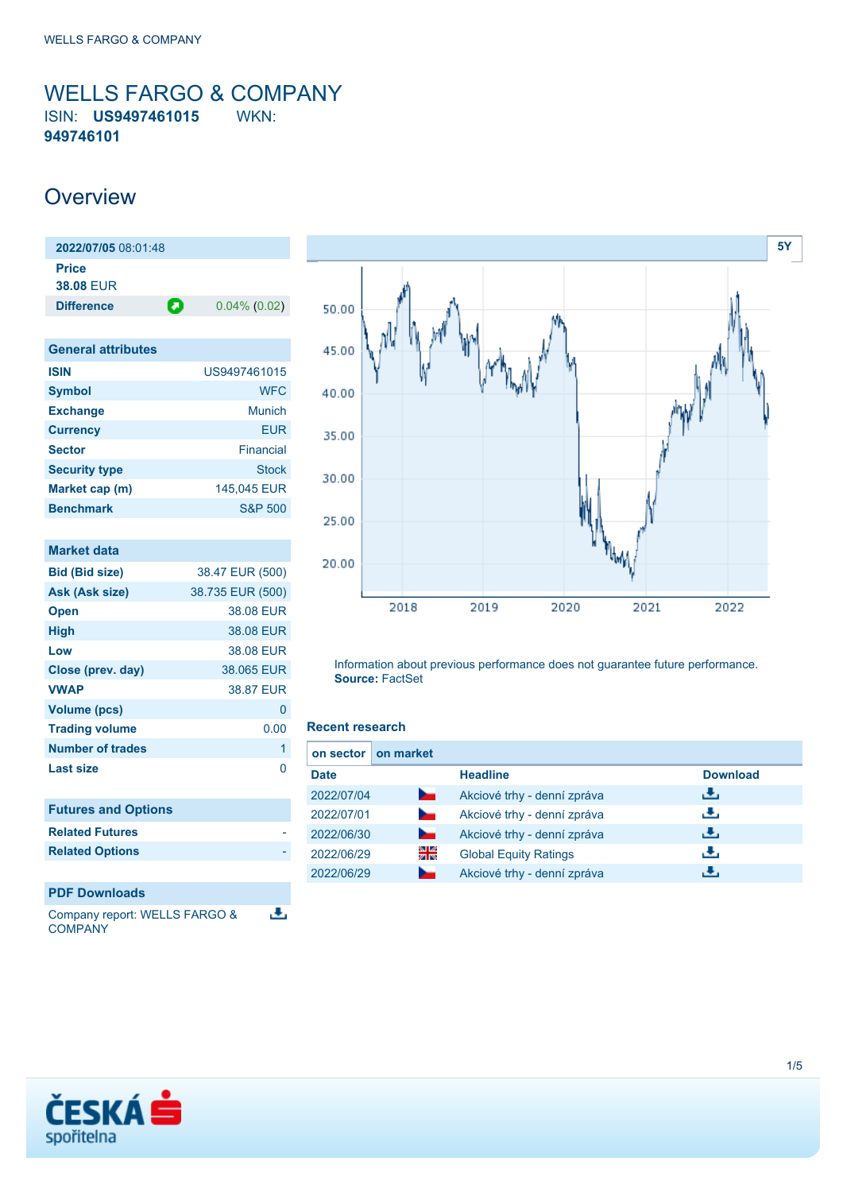# WELLS FARGO & COMPANY

ISIN: **US9497461015** WKN: **949746101**

## Overview

| 2022/07/05 08:01:48 | |
|---|---|
| Price | 38.08 EUR |
| Difference | 0.04% (0.02) |

| General attributes | |
|---|---|
| ISIN | US9497461015 |
| Symbol | WFC |
| Exchange | Munich |
| Currency | EUR |
| Sector | Financial |
| Security type | Stock |
| Market cap (m) | 145,045 EUR |
| Benchmark | S&P 500 |

| Market data | |
|---|---|
| Bid (Bid size) | 38.47 EUR (500) |
| Ask (Ask size) | 38.735 EUR (500) |
| Open | 38.08 EUR |
| High | 38.08 EUR |
| Low | 38.08 EUR |
| Close (prev. day) | 38.065 EUR |
| VWAP | 38.87 EUR |
| Volume (pcs) | 0 |
| Trading volume | 0.00 |
| Number of trades | 1 |
| Last size | 0 |

| Futures and Options | |
|---|---|
| Related Futures | - |
| Related Options | - |

| PDF Downloads |
|---|
| Company report: WELLS FARGO & COMPANY |

Information about previous performance does not guarantee future performance.
**Source:** FactSet

### Recent research

on sector | on market

| Date | | Headline | Download |
|---|---|---|---|
| 2022/07/04 | | Akciové trhy - denní zpráva | |
| 2022/07/01 | | Akciové trhy - denní zpráva | |
| 2022/06/30 | | Akciové trhy - denní zpráva | |
| 2022/06/29 | | Global Equity Ratings | |
| 2022/06/29 | | Akciové trhy - denní zpráva | |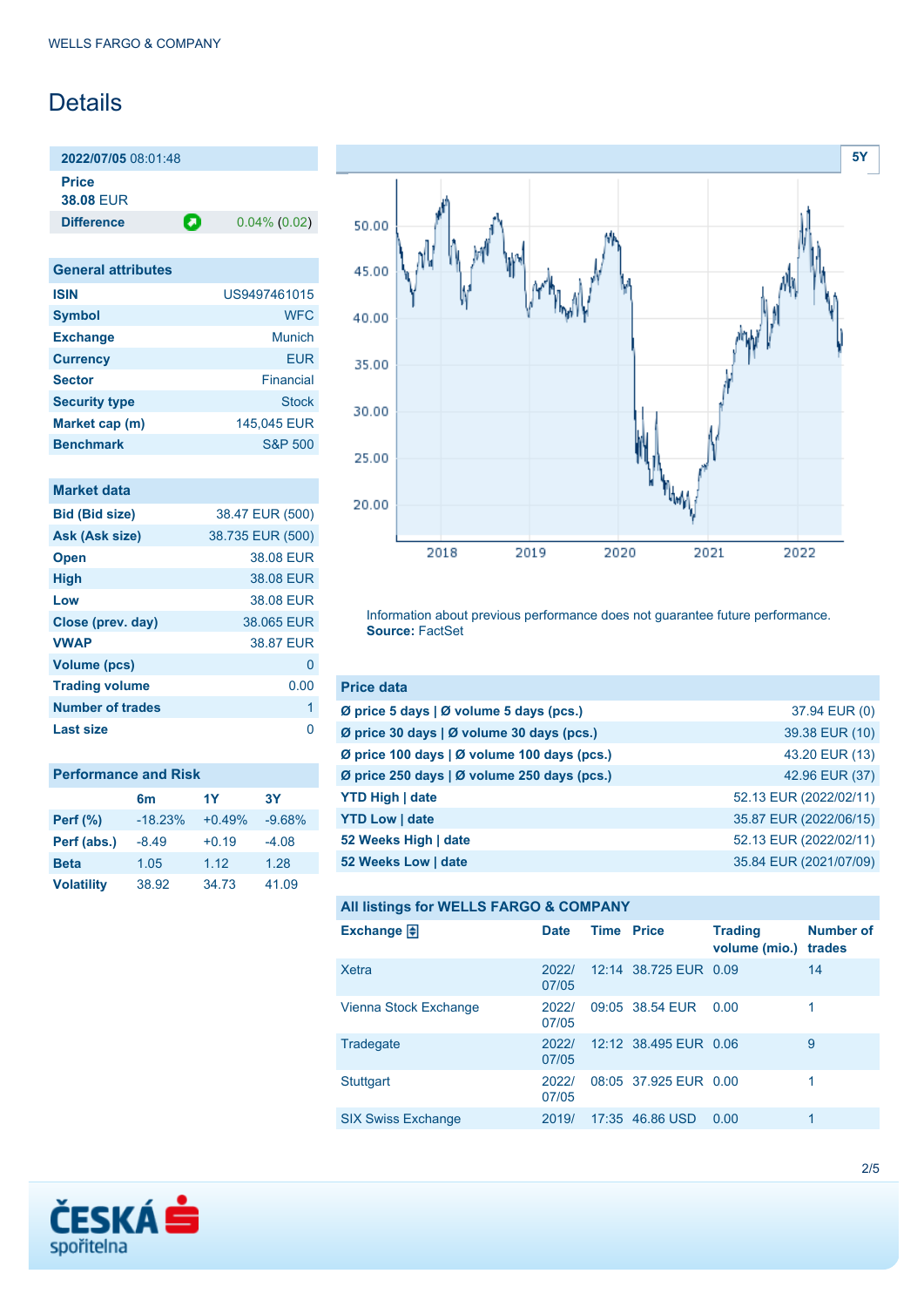WELLS FARGO & COMPANY

# Details

**2022/07/05** 08:01:48

**Price**
**38.08** EUR

| **Difference** | 0.04% (0.02) |
|---|---|

## General attributes

| | |
|---|---|
| **ISIN** | US9497461015 |
| **Symbol** | WFC |
| **Exchange** | Munich |
| **Currency** | EUR |
| **Sector** | Financial |
| **Security type** | Stock |
| **Market cap (m)** | 145,045 EUR |
| **Benchmark** | S&P 500 |

## Market data

| | |
|---|---|
| **Bid (Bid size)** | 38.47 EUR (500) |
| **Ask (Ask size)** | 38.735 EUR (500) |
| **Open** | 38.08 EUR |
| **High** | 38.08 EUR |
| **Low** | 38.08 EUR |
| **Close (prev. day)** | 38.065 EUR |
| **VWAP** | 38.87 EUR |
| **Volume (pcs)** | 0 |
| **Trading volume** | 0.00 |
| **Number of trades** | 1 |
| **Last size** | 0 |

## Performance and Risk

| | 6m | 1Y | 3Y |
|---|---|---|---|
| **Perf (%)** | -18.23% | +0.49% | -9.68% |
| **Perf (abs.)** | -8.49 | +0.19 | -4.08 |
| **Beta** | 1.05 | 1.12 | 1.28 |
| **Volatility** | 38.92 | 34.73 | 41.09 |

Information about previous performance does not guarantee future performance.
**Source:** FactSet

## Price data

| | |
|---|---|
| **Ø price 5 days \| Ø volume 5 days (pcs.)** | 37.94 EUR (0) |
| **Ø price 30 days \| Ø volume 30 days (pcs.)** | 39.38 EUR (10) |
| **Ø price 100 days \| Ø volume 100 days (pcs.)** | 43.20 EUR (13) |
| **Ø price 250 days \| Ø volume 250 days (pcs.)** | 42.96 EUR (37) |
| **YTD High \| date** | 52.13 EUR (2022/02/11) |
| **YTD Low \| date** | 35.87 EUR (2022/06/15) |
| **52 Weeks High \| date** | 52.13 EUR (2022/02/11) |
| **52 Weeks Low \| date** | 35.84 EUR (2021/07/09) |

## All listings for WELLS FARGO & COMPANY

| Exchange | Date | Time | Price | Trading volume (mio.) | Number of trades |
|---|---|---|---|---|---|
| Xetra | 2022/07/05 | 12:14 | 38.725 EUR | 0.09 | 14 |
| Vienna Stock Exchange | 2022/07/05 | 09:05 | 38.54 EUR | 0.00 | 1 |
| Tradegate | 2022/07/05 | 12:12 | 38.495 EUR | 0.06 | 9 |
| Stuttgart | 2022/07/05 | 08:05 | 37.925 EUR | 0.00 | 1 |
| SIX Swiss Exchange | 2019/ | 17:35 | 46.86 USD | 0.00 | 1 |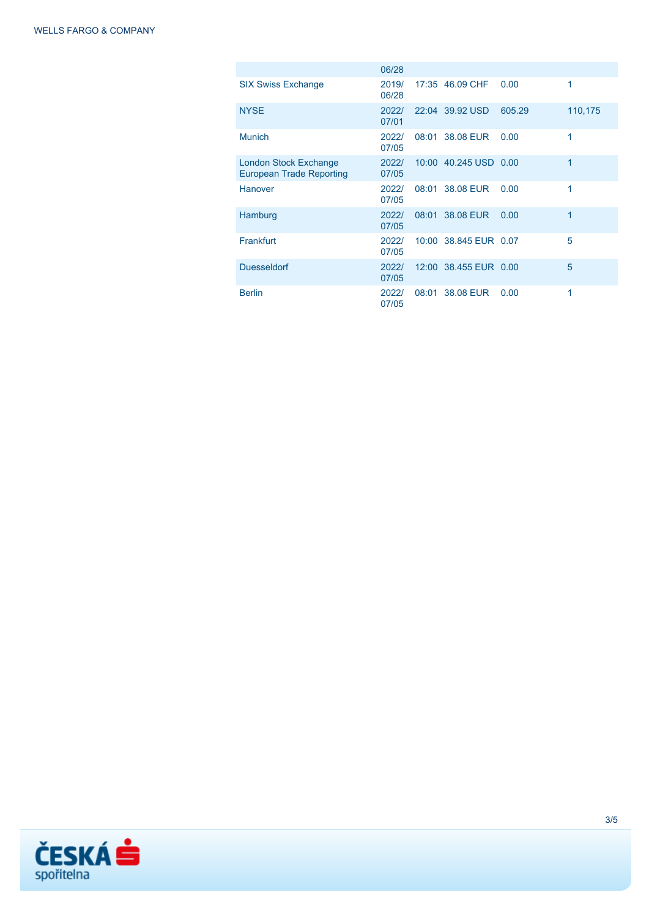| | | | | | |
|---|---|---|---|---|---|
| | 06/28 | | | | |
| SIX Swiss Exchange | 2019/ 06/28 | 17:35 | 46.09 CHF | 0.00 | 1 |
| NYSE | 2022/ 07/01 | 22:04 | 39.92 USD | 605.29 | 110,175 |
| Munich | 2022/ 07/05 | 08:01 | 38.08 EUR | 0.00 | 1 |
| London Stock Exchange European Trade Reporting | 2022/ 07/05 | 10:00 | 40.245 USD | 0.00 | 1 |
| Hanover | 2022/ 07/05 | 08:01 | 38.08 EUR | 0.00 | 1 |
| Hamburg | 2022/ 07/05 | 08:01 | 38.08 EUR | 0.00 | 1 |
| Frankfurt | 2022/ 07/05 | 10:00 | 38.845 EUR | 0.07 | 5 |
| Duesseldorf | 2022/ 07/05 | 12:00 | 38.455 EUR | 0.00 | 5 |
| Berlin | 2022/ 07/05 | 08:01 | 38.08 EUR | 0.00 | 1 |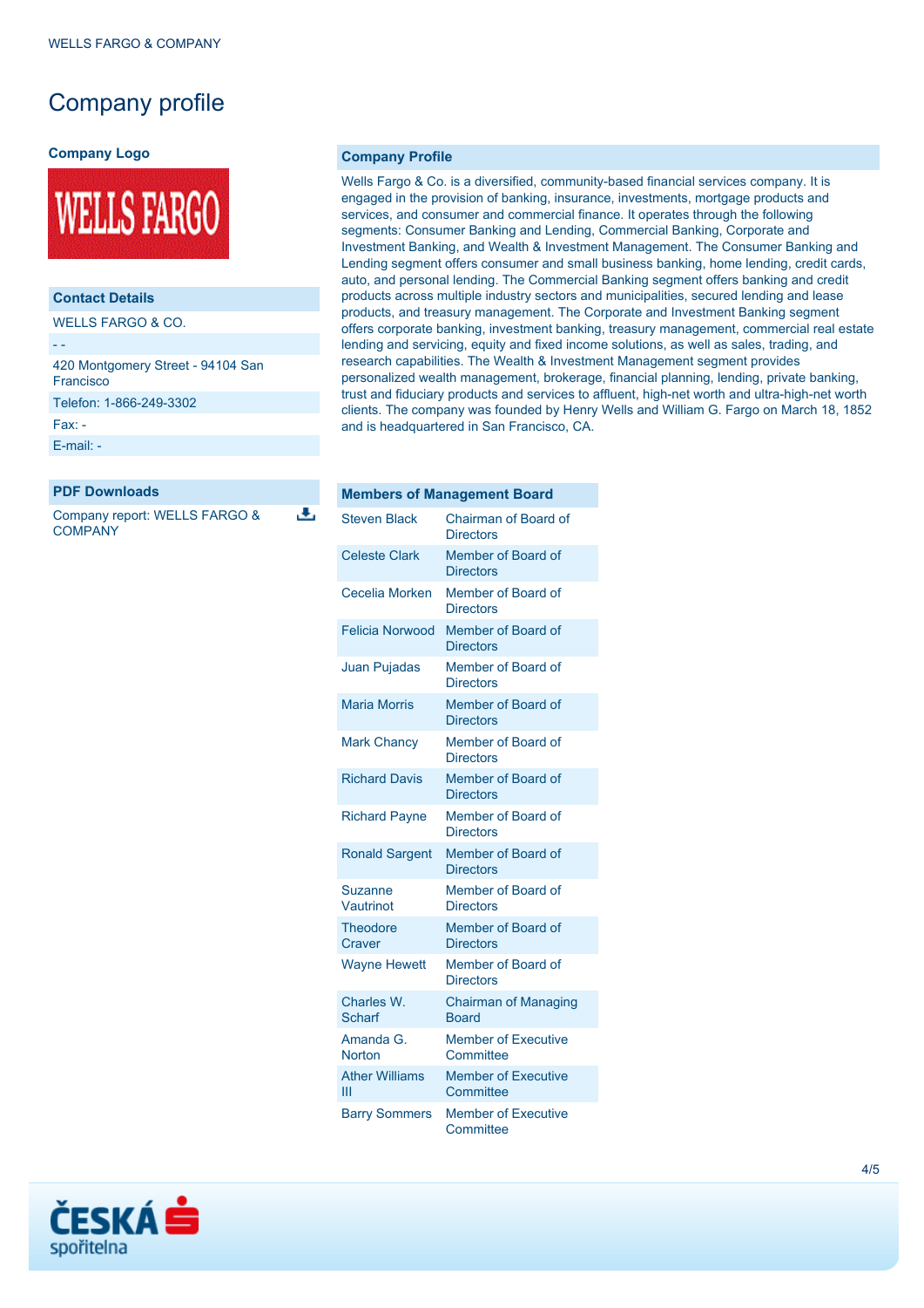# Company profile

**Company Logo**

## Contact Details

WELLS FARGO & CO.

- -

420 Montgomery Street - 94104 San Francisco

Telefon: 1-866-249-3302

Fax: -

E-mail: -

## PDF Downloads

Company report: WELLS FARGO & COMPANY

## Company Profile

Wells Fargo & Co. is a diversified, community-based financial services company. It is engaged in the provision of banking, insurance, investments, mortgage products and services, and consumer and commercial finance. It operates through the following segments: Consumer Banking and Lending, Commercial Banking, Corporate and Investment Banking, and Wealth & Investment Management. The Consumer Banking and Lending segment offers consumer and small business banking, home lending, credit cards, auto, and personal lending. The Commercial Banking segment offers banking and credit products across multiple industry sectors and municipalities, secured lending and lease products, and treasury management. The Corporate and Investment Banking segment offers corporate banking, investment banking, treasury management, commercial real estate lending and servicing, equity and fixed income solutions, as well as sales, trading, and research capabilities. The Wealth & Investment Management segment provides personalized wealth management, brokerage, financial planning, lending, private banking, trust and fiduciary products and services to affluent, high-net worth and ultra-high-net worth clients. The company was founded by Henry Wells and William G. Fargo on March 18, 1852 and is headquartered in San Francisco, CA.

## Members of Management Board

| Name | Position |
|---|---|
| Steven Black | Chairman of Board of Directors |
| Celeste Clark | Member of Board of Directors |
| Cecelia Morken | Member of Board of Directors |
| Felicia Norwood | Member of Board of Directors |
| Juan Pujadas | Member of Board of Directors |
| Maria Morris | Member of Board of Directors |
| Mark Chancy | Member of Board of Directors |
| Richard Davis | Member of Board of Directors |
| Richard Payne | Member of Board of Directors |
| Ronald Sargent | Member of Board of Directors |
| Suzanne Vautrinot | Member of Board of Directors |
| Theodore Craver | Member of Board of Directors |
| Wayne Hewett | Member of Board of Directors |
| Charles W. Scharf | Chairman of Managing Board |
| Amanda G. Norton | Member of Executive Committee |
| Ather Williams III | Member of Executive Committee |
| Barry Sommers | Member of Executive Committee |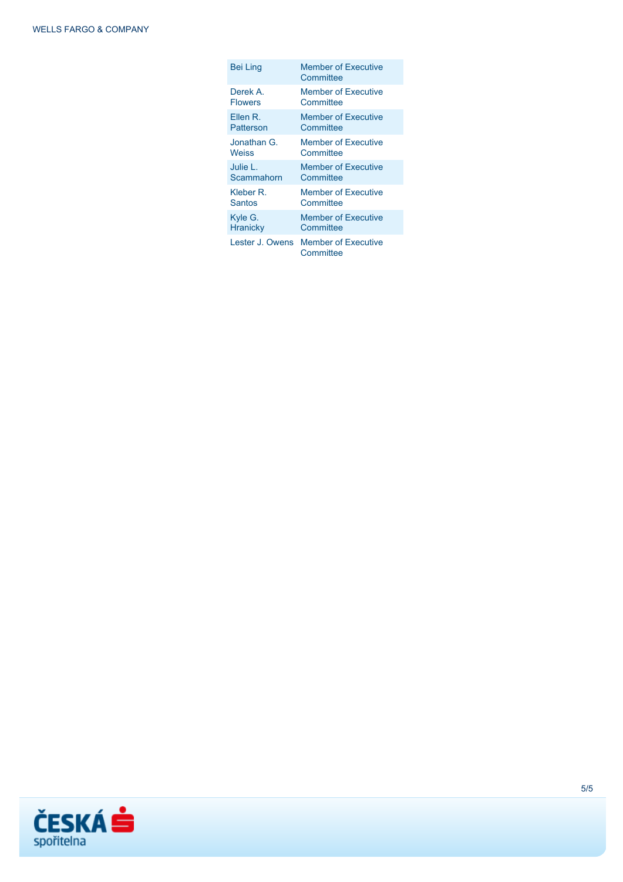| | |
|---|---|
| Bei Ling | Member of Executive Committee |
| Derek A. Flowers | Member of Executive Committee |
| Ellen R. Patterson | Member of Executive Committee |
| Jonathan G. Weiss | Member of Executive Committee |
| Julie L. Scammahorn | Member of Executive Committee |
| Kleber R. Santos | Member of Executive Committee |
| Kyle G. Hranicky | Member of Executive Committee |
| Lester J. Owens | Member of Executive Committee |